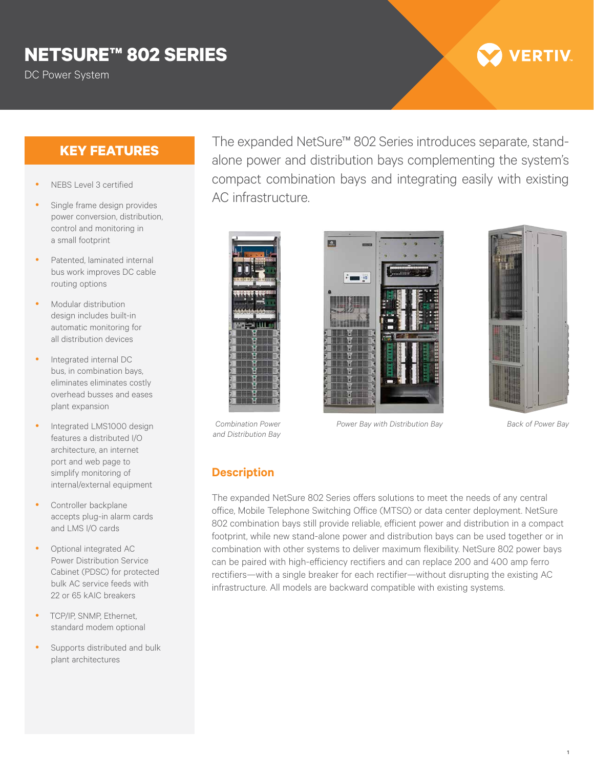# NETSURE™ 802 SERIES

DC Power System

## KEY FEATURES

- NEBS Level 3 certified
- Single frame design provides power conversion, distribution, control and monitoring in a small footprint
- Patented, laminated internal bus work improves DC cable routing options
- Modular distribution design includes built-in automatic monitoring for all distribution devices
- Integrated internal DC bus, in combination bays, eliminates eliminates costly overhead busses and eases plant expansion
- Integrated LMS1000 design features a distributed I/O architecture, an internet port and web page to simplify monitoring of internal/external equipment
- Controller backplane accepts plug-in alarm cards and LMS I/O cards
- Optional integrated AC Power Distribution Service Cabinet (PDSC) for protected bulk AC service feeds with 22 or 65 kAIC breakers
- TCP/IP, SNMP, Ethernet, standard modem optional
- Supports distributed and bulk plant architectures

The expanded NetSure™ 802 Series introduces separate, stand-alone power and distribution bays complementing the system's compact combination bays and integrating easily with existing AC infrastructure.

*Combination Power and Distribution Bay*

*Power Bay with Distribution Bay*

*Back of Power Bay*

## Description

The expanded NetSure 802 Series offers solutions to meet the needs of any central office, Mobile Telephone Switching Office (MTSO) or data center deployment. NetSure 802 combination bays still provide reliable, efficient power and distribution in a compact footprint, while new stand-alone power and distribution bays can be used together or in combination with other systems to deliver maximum flexibility. NetSure 802 power bays can be paired with high-efficiency rectifiers and can replace 200 and 400 amp ferro rectifiers—with a single breaker for each rectifier—without disrupting the existing AC infrastructure. All models are backward compatible with existing systems.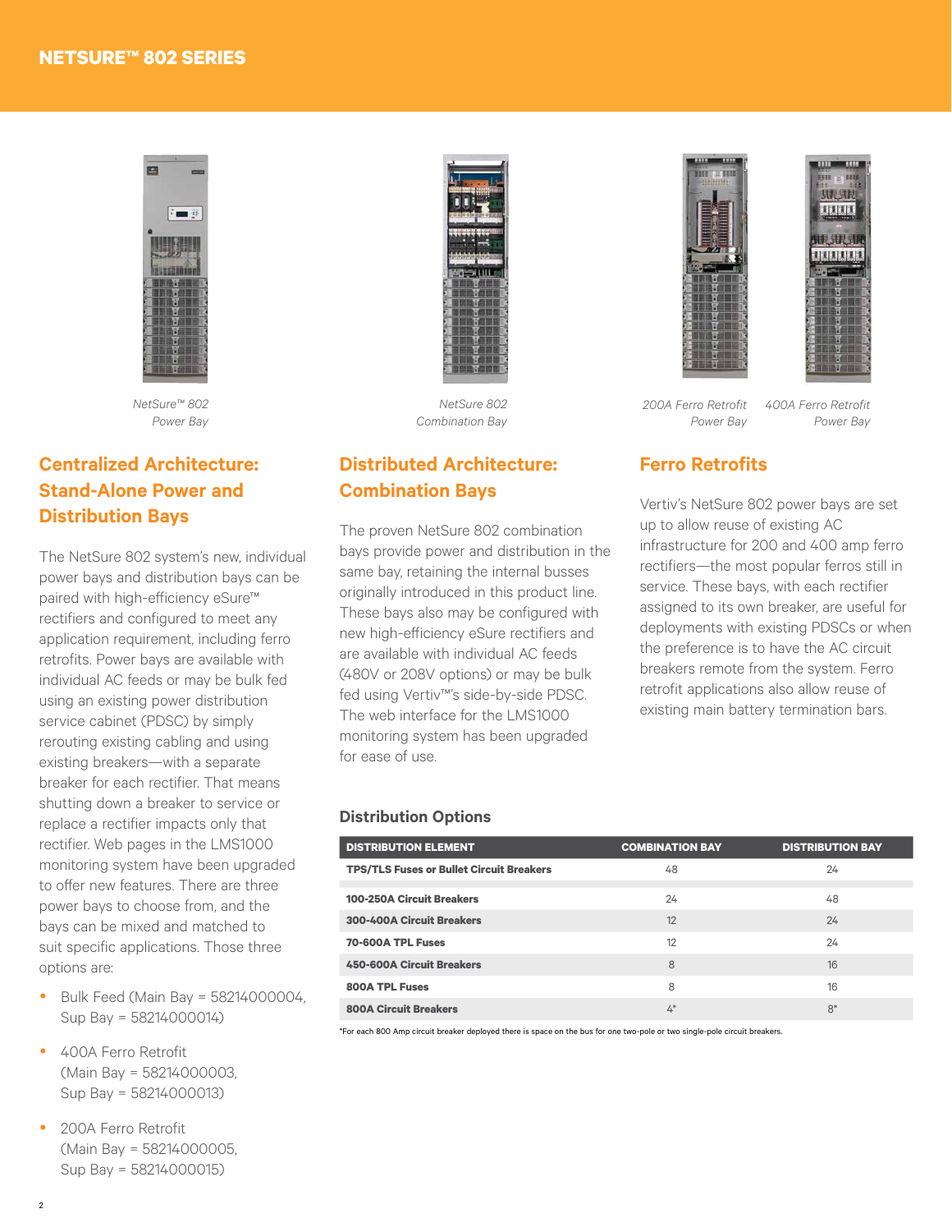NetSure™ 802 Power Bay

NetSure 802 Combination Bay

200A Ferro Retrofit Power Bay

400A Ferro Retrofit Power Bay

## Centralized Architecture: Stand-Alone Power and Distribution Bays

The NetSure 802 system's new, individual power bays and distribution bays can be paired with high-efficiency eSure™ rectifiers and configured to meet any application requirement, including ferro retrofits. Power bays are available with individual AC feeds or may be bulk fed using an existing power distribution service cabinet (PDSC) by simply rerouting existing cabling and using existing breakers—with a separate breaker for each rectifier. That means shutting down a breaker to service or replace a rectifier impacts only that rectifier. Web pages in the LMS1000 monitoring system have been upgraded to offer new features. There are three power bays to choose from, and the bays can be mixed and matched to suit specific applications. Those three options are:

- Bulk Feed (Main Bay = 58214000004, Sup Bay = 58214000014)
- 400A Ferro Retrofit (Main Bay = 58214000003, Sup Bay = 58214000013)
- 200A Ferro Retrofit (Main Bay = 58214000005, Sup Bay = 58214000015)

## Distributed Architecture: Combination Bays

The proven NetSure 802 combination bays provide power and distribution in the same bay, retaining the internal busses originally introduced in this product line. These bays also may be configured with new high-efficiency eSure rectifiers and are available with individual AC feeds (480V or 208V options) or may be bulk fed using Vertiv™'s side-by-side PDSC. The web interface for the LMS1000 monitoring system has been upgraded for ease of use.

## Ferro Retrofits

Vertiv's NetSure 802 power bays are set up to allow reuse of existing AC infrastructure for 200 and 400 amp ferro rectifiers—the most popular ferros still in service. These bays, with each rectifier assigned to its own breaker, are useful for deployments with existing PDSCs or when the preference is to have the AC circuit breakers remote from the system. Ferro retrofit applications also allow reuse of existing main battery termination bars.

### Distribution Options

| DISTRIBUTION ELEMENT | COMBINATION BAY | DISTRIBUTION BAY |
|---|---|---|
| TPS/TLS Fuses or Bullet Circuit Breakers | 48 | 24 |
| 100-250A Circuit Breakers | 24 | 48 |
| 300-400A Circuit Breakers | 12 | 24 |
| 70-600A TPL Fuses | 12 | 24 |
| 450-600A Circuit Breakers | 8 | 16 |
| 800A TPL Fuses | 8 | 16 |
| 800A Circuit Breakers | 4* | 8* |

*For each 800 Amp circuit breaker deployed there is space on the bus for one two-pole or two single-pole circuit breakers.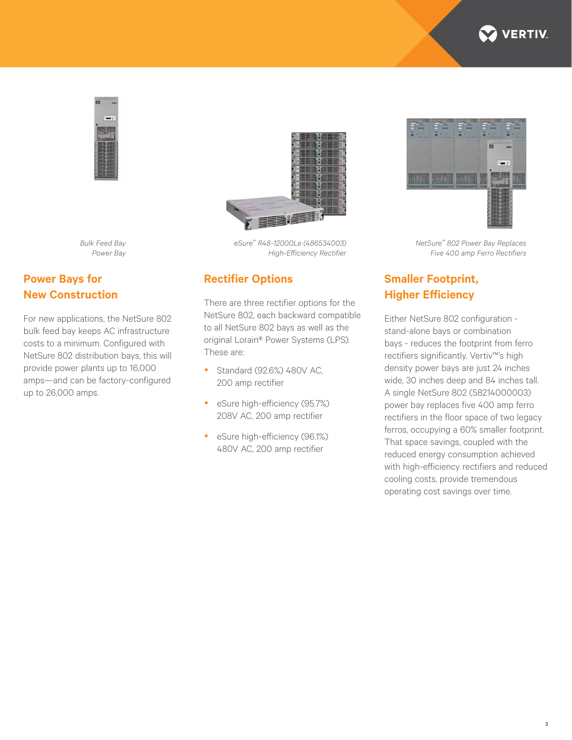*Bulk Feed Bay Power Bay*

*eSure™ R48-12000Le (486534003) High-Efficiency Rectifier*

*NetSure™ 802 Power Bay Replaces Five 400 amp Ferro Rectifiers*

## Power Bays for New Construction

For new applications, the NetSure 802 bulk feed bay keeps AC infrastructure costs to a minimum. Configured with NetSure 802 distribution bays, this will provide power plants up to 16,000 amps—and can be factory-configured up to 26,000 amps.

## Rectifier Options

There are three rectifier options for the NetSure 802, each backward compatible to all NetSure 802 bays as well as the original Lorain® Power Systems (LPS). These are:

- Standard (92.6%) 480V AC, 200 amp rectifier
- eSure high-efficiency (95.7%) 208V AC, 200 amp rectifier
- eSure high-efficiency (96.1%) 480V AC, 200 amp rectifier

## Smaller Footprint, Higher Efficiency

Either NetSure 802 configuration - stand-alone bays or combination bays - reduces the footprint from ferro rectifiers significantly. Vertiv™'s high density power bays are just 24 inches wide, 30 inches deep and 84 inches tall. A single NetSure 802 (58214000003) power bay replaces five 400 amp ferro rectifiers in the floor space of two legacy ferros, occupying a 60% smaller footprint. That space savings, coupled with the reduced energy consumption achieved with high-efficiency rectifiers and reduced cooling costs, provide tremendous operating cost savings over time.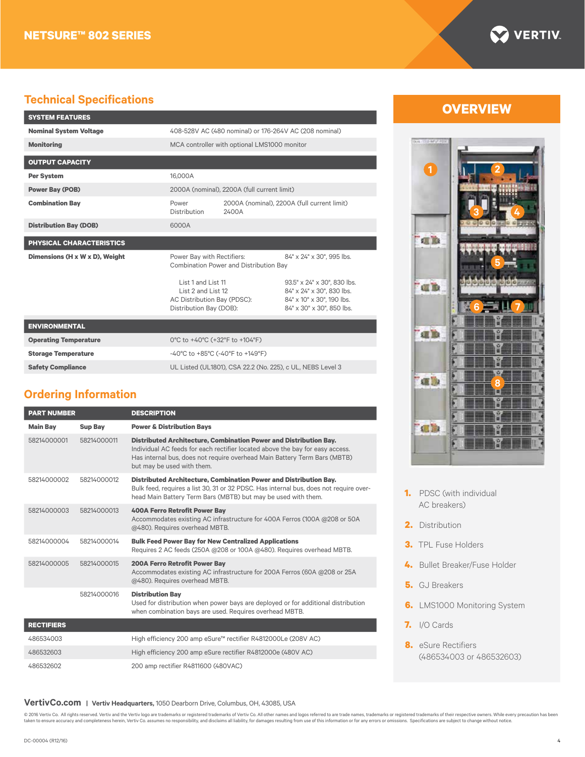## Technical Specifications

| SYSTEM FEATURES | | |
|---|---|---|
| **Nominal System Voltage** | 408-528V AC (480 nominal) or 176-264V AC (208 nominal) | |
| **Monitoring** | MCA controller with optional LMS1000 monitor | |
| **OUTPUT CAPACITY** | | |
| **Per System** | 16,000A | |
| **Power Bay (POB)** | 2000A (nominal), 2200A (full current limit) | |
| **Combination Bay** | Power | 2000A (nominal), 2200A (full current limit) |
| | Distribution | 2400A |
| **Distribution Bay (DOB)** | 6000A | |
| **PHYSICAL CHARACTERISTICS** | | |
| **Dimensions (H x W x D), Weight** | Power Bay with Rectifiers: | 84" x 24" x 30", 995 lbs. |
| | Combination Power and Distribution Bay | |
| | List 1 and List 11 | 93.5" x 24" x 30", 830 lbs. |
| | List 2 and List 12 | 84" x 24" x 30", 830 lbs. |
| | AC Distribution Bay (PDSC): | 84" x 10" x 30", 190 lbs. |
| | Distribution Bay (DOB): | 84" x 30" x 30", 850 lbs. |
| **ENVIRONMENTAL** | | |
| **Operating Temperature** | 0°C to +40°C (+32°F to +104°F) | |
| **Storage Temperature** | -40°C to +85°C (-40°F to +149°F) | |
| **Safety Compliance** | UL Listed (UL1801), CSA 22.2 (No. 225), c UL, NEBS Level 3 | |

## Ordering Information

| PART NUMBER | | DESCRIPTION |
|---|---|---|
| **Main Bay** | **Sup Bay** | **Power & Distribution Bays** |
| 58214000001 | 58214000011 | **Distributed Architecture, Combination Power and Distribution Bay.** Individual AC feeds for each rectifier located above the bay for easy access. Has internal bus, does not require overhead Main Battery Term Bars (MBTB) but may be used with them. |
| 58214000002 | 58214000012 | **Distributed Architecture, Combination Power and Distribution Bay.** Bulk feed, requires a list 30, 31 or 32 PDSC. Has internal bus, does not require over-head Main Battery Term Bars (MBTB) but may be used with them. |
| 58214000003 | 58214000013 | **400A Ferro Retrofit Power Bay** Accommodates existing AC infrastructure for 400A Ferros (100A @208 or 50A @480). Requires overhead MBTB. |
| 58214000004 | 58214000014 | **Bulk Feed Power Bay for New Centralized Applications** Requires 2 AC feeds (250A @208 or 100A @480). Requires overhead MBTB. |
| 58214000005 | 58214000015 | **200A Ferro Retrofit Power Bay** Accommodates existing AC infrastructure for 200A Ferros (60A @208 or 25A @480). Requires overhead MBTB. |
| | 58214000016 | **Distribution Bay** Used for distribution when power bays are deployed or for additional distribution when combination bays are used. Requires overhead MBTB. |
| **RECTIFIERS** | | |
| 486534003 | | High efficiency 200 amp eSure™ rectifier R4812000Le (208V AC) |
| 486532603 | | High efficiency 200 amp eSure rectifier R4812000e (480V AC) |
| 486532602 | | 200 amp rectifier R4811600 (480VAC) |

## OVERVIEW

1
2
3
4
5
6
7
8

1. PDSC (with individual AC breakers)
2. Distribution
3. TPL Fuse Holders
4. Bullet Breaker/Fuse Holder
5. GJ Breakers
6. LMS1000 Monitoring System
7. I/O Cards
8. eSure Rectifiers (486534003 or 486532603)

**VertivCo.com** | **Vertiv Headquarters,** 1050 Dearborn Drive, Columbus, OH, 43085, USA

© 2016 Vertiv Co. All rights reserved. Vertiv and the Vertiv logo are trademarks or registered trademarks of Vertiv Co. All other names and logos referred to are trade names, trademarks or registered trademarks of their respective owners. While every precaution has been taken to ensure accuracy and completeness herein, Vertiv Co. assumes no responsibility, and disclaims all liability, for damages resulting from use of this information or for any errors or omissions. Specifications are subject to change without notice.

DC-00004 (R12/16)